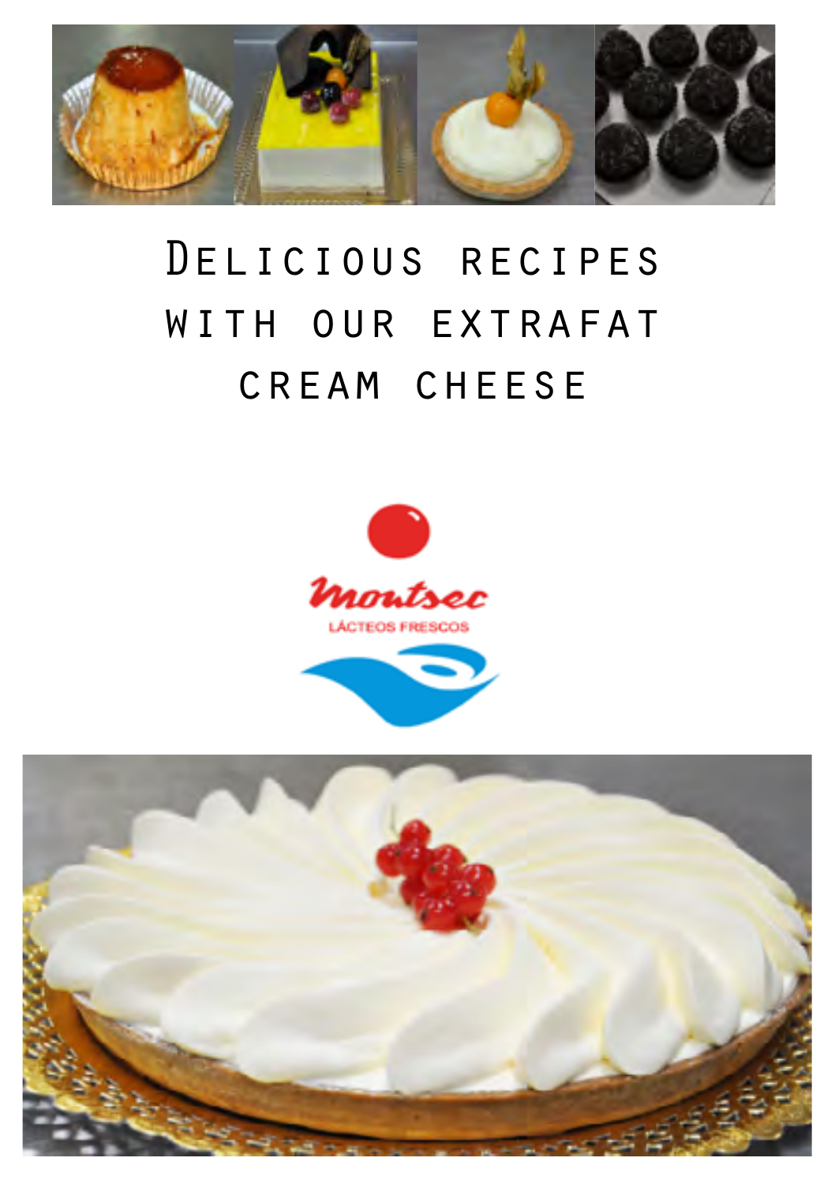# Delicious recipes with our extrafat cream cheese

Montsec

LÁCTEOS FRESCOS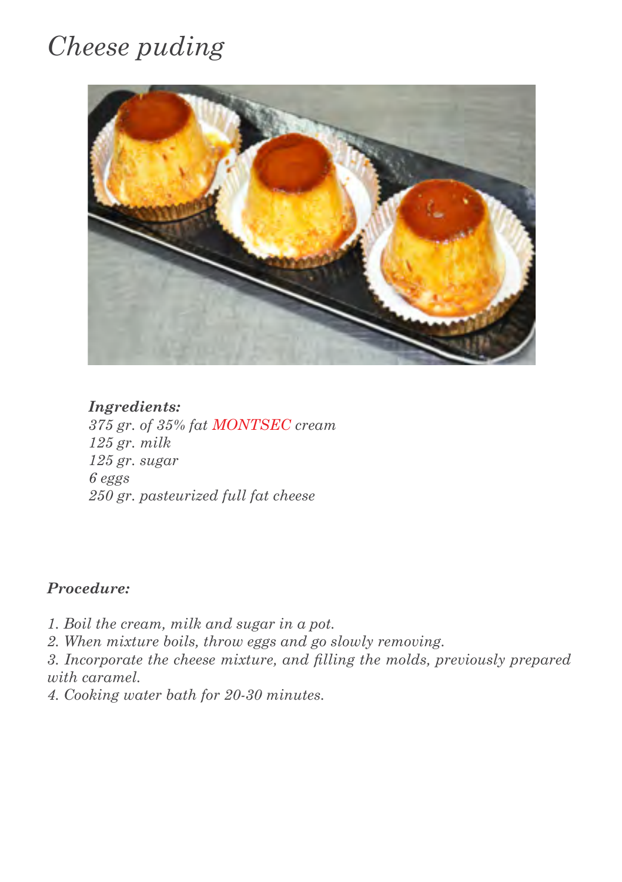# *Cheese puding*

***Ingredients:***

*375 gr. of 35% fat MONTSEC cream*
*125 gr. milk*
*125 gr. sugar*
*6 eggs*
*250 gr. pasteurized full fat cheese*

***Procedure:***

*1. Boil the cream, milk and sugar in a pot.*
*2. When mixture boils, throw eggs and go slowly removing.*
*3. Incorporate the cheese mixture, and filling the molds, previously prepared with caramel.*
*4. Cooking water bath for 20-30 minutes.*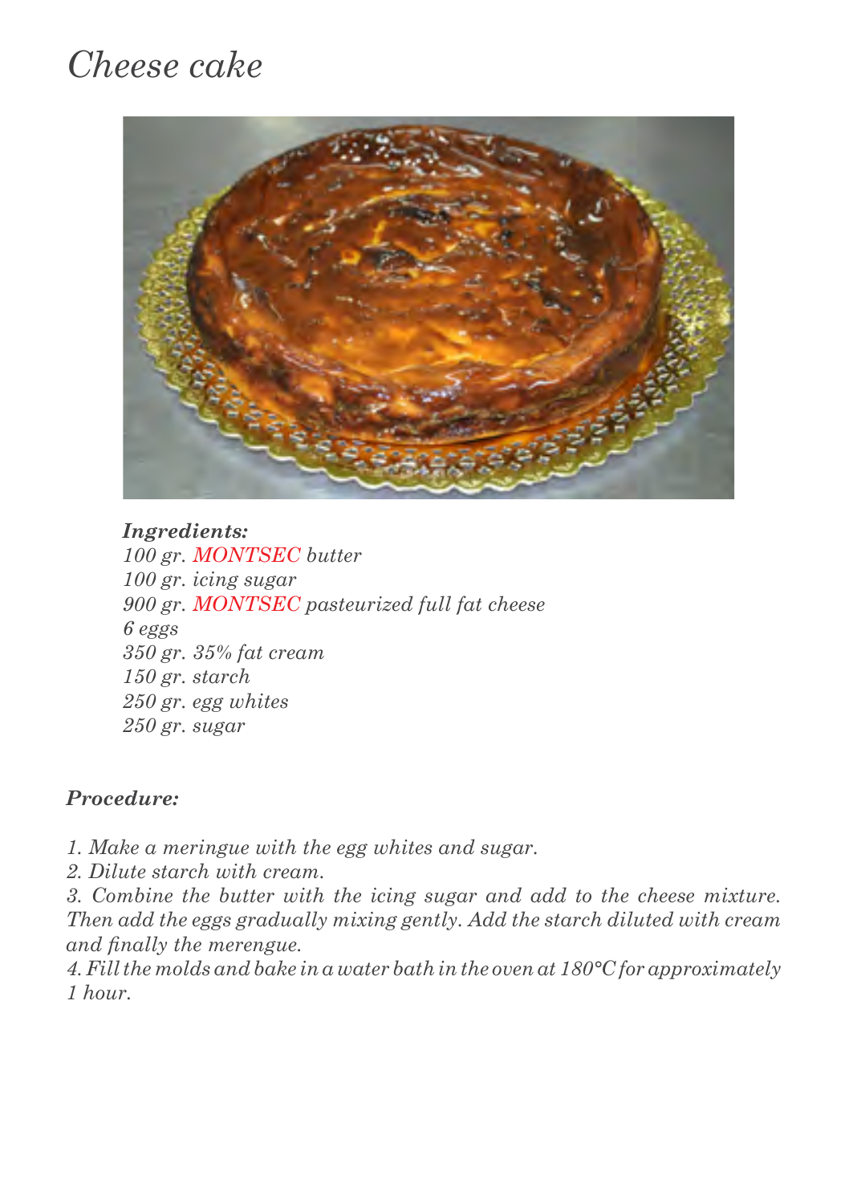# *Cheese cake*

***Ingredients:***

*100 gr. MONTSEC butter*
*100 gr. icing sugar*
*900 gr. MONTSEC pasteurized full fat cheese*
*6 eggs*
*350 gr. 35% fat cream*
*150 gr. starch*
*250 gr. egg whites*
*250 gr. sugar*

***Procedure:***

*1. Make a meringue with the egg whites and sugar.*
*2. Dilute starch with cream.*
*3. Combine the butter with the icing sugar and add to the cheese mixture. Then add the eggs gradually mixing gently. Add the starch diluted with cream and finally the merengue.*
*4. Fill the molds and bake in a water bath in the oven at 180°C for approximately 1 hour.*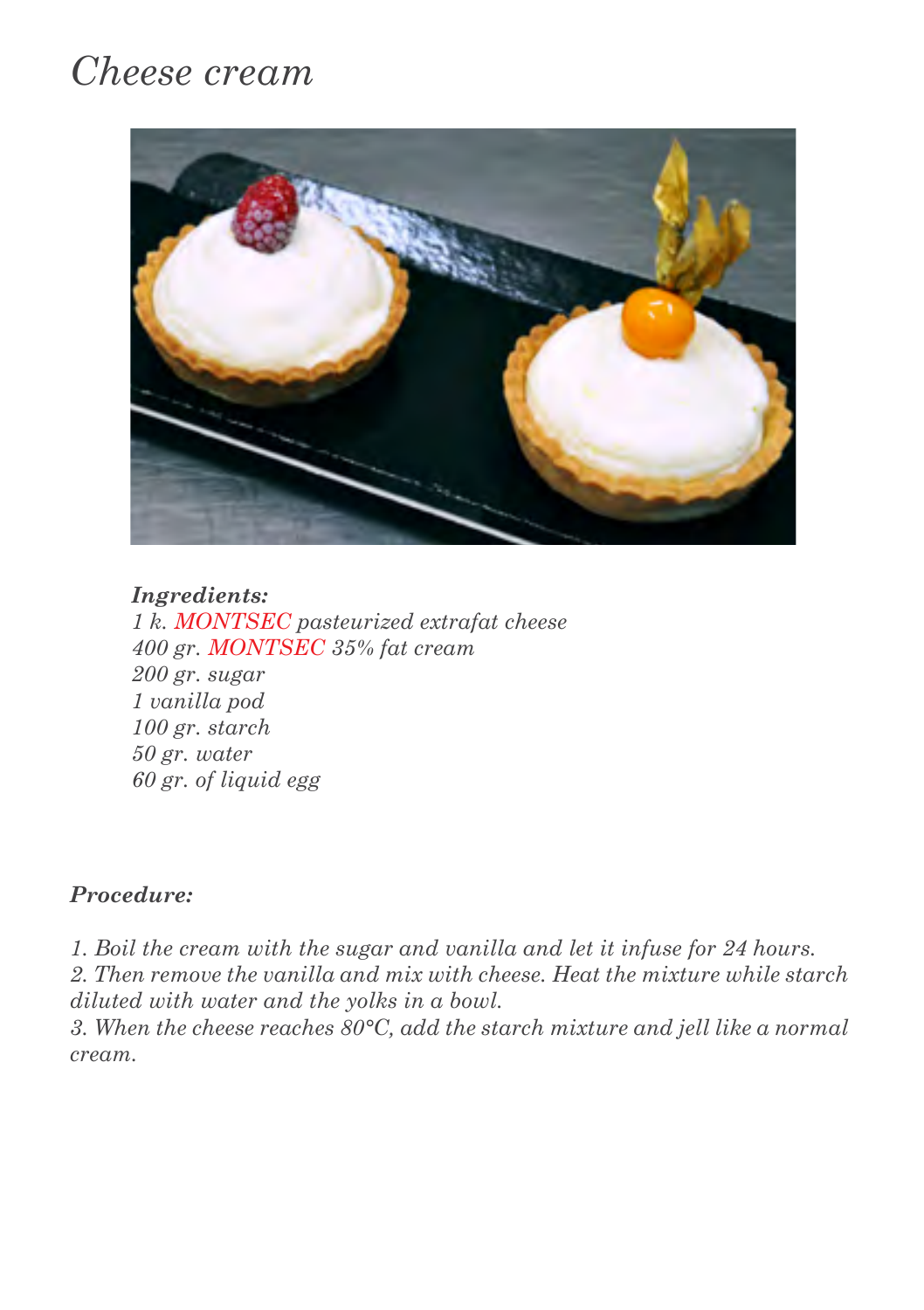# *Cheese cream*

***Ingredients:***

*1 k. MONTSEC pasteurized extrafat cheese*
*400 gr. MONTSEC 35% fat cream*
*200 gr. sugar*
*1 vanilla pod*
*100 gr. starch*
*50 gr. water*
*60 gr. of liquid egg*

***Procedure:***

*1. Boil the cream with the sugar and vanilla and let it infuse for 24 hours.*
*2. Then remove the vanilla and mix with cheese. Heat the mixture while starch diluted with water and the yolks in a bowl.*
*3. When the cheese reaches 80°C, add the starch mixture and jell like a normal cream.*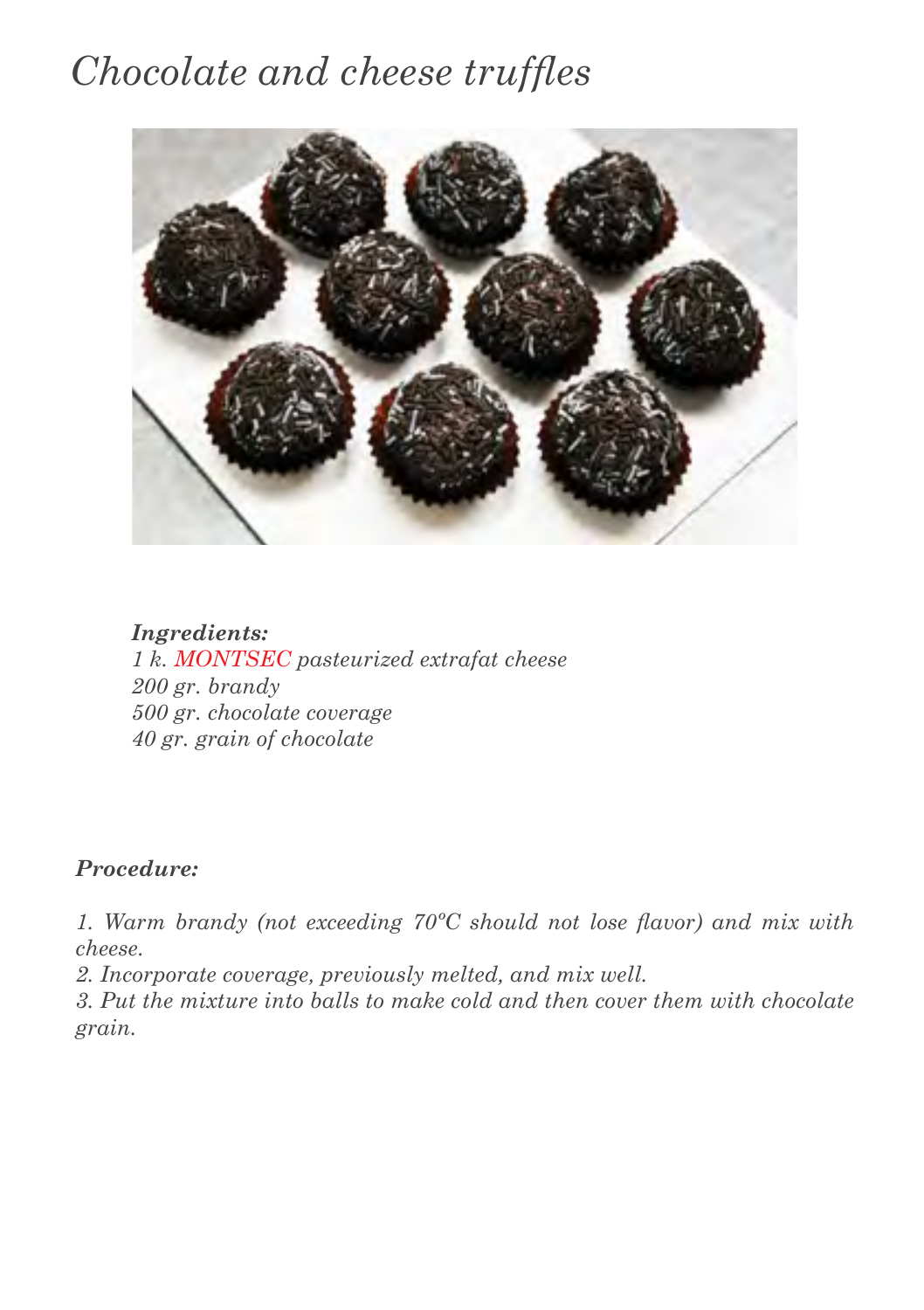# *Chocolate and cheese truffles*

***Ingredients:***

*1 k. MONTSEC pasteurized extrafat cheese*
*200 gr. brandy*
*500 gr. chocolate coverage*
*40 gr. grain of chocolate*

***Procedure:***

*1. Warm brandy (not exceeding 70ºC should not lose flavor) and mix with cheese.*
*2. Incorporate coverage, previously melted, and mix well.*
*3. Put the mixture into balls to make cold and then cover them with chocolate grain.*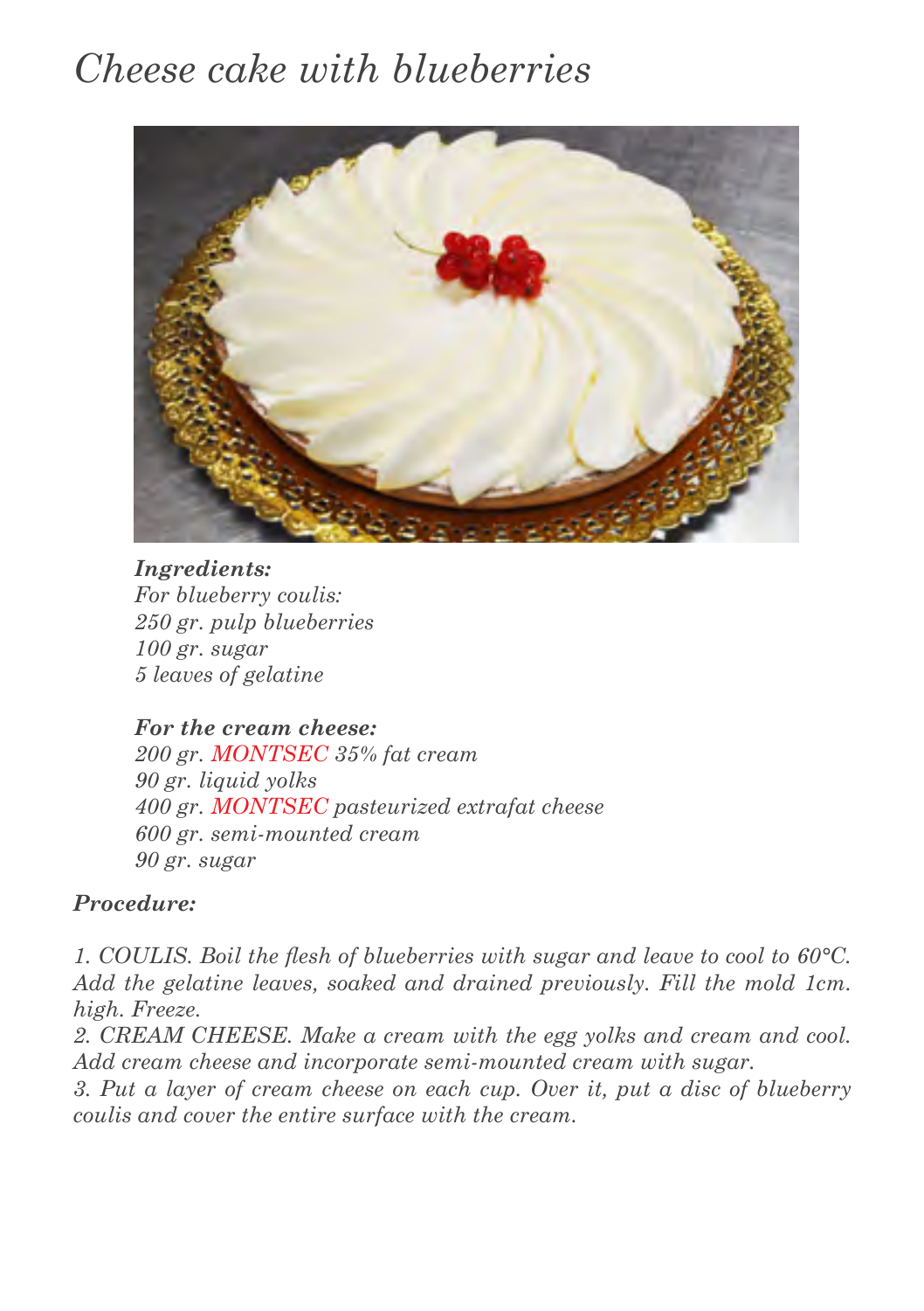# *Cheese cake with blueberries*

***Ingredients:***

*For blueberry coulis:*
*250 gr. pulp blueberries*
*100 gr. sugar*
*5 leaves of gelatine*

***For the cream cheese:***
*200 gr. MONTSEC 35% fat cream*
*90 gr. liquid yolks*
*400 gr. MONTSEC pasteurized extrafat cheese*
*600 gr. semi-mounted cream*
*90 gr. sugar*

***Procedure:***

*1. COULIS. Boil the flesh of blueberries with sugar and leave to cool to 60°C. Add the gelatine leaves, soaked and drained previously. Fill the mold 1cm. high. Freeze.*

*2. CREAM CHEESE. Make a cream with the egg yolks and cream and cool. Add cream cheese and incorporate semi-mounted cream with sugar.*

*3. Put a layer of cream cheese on each cup. Over it, put a disc of blueberry coulis and cover the entire surface with the cream.*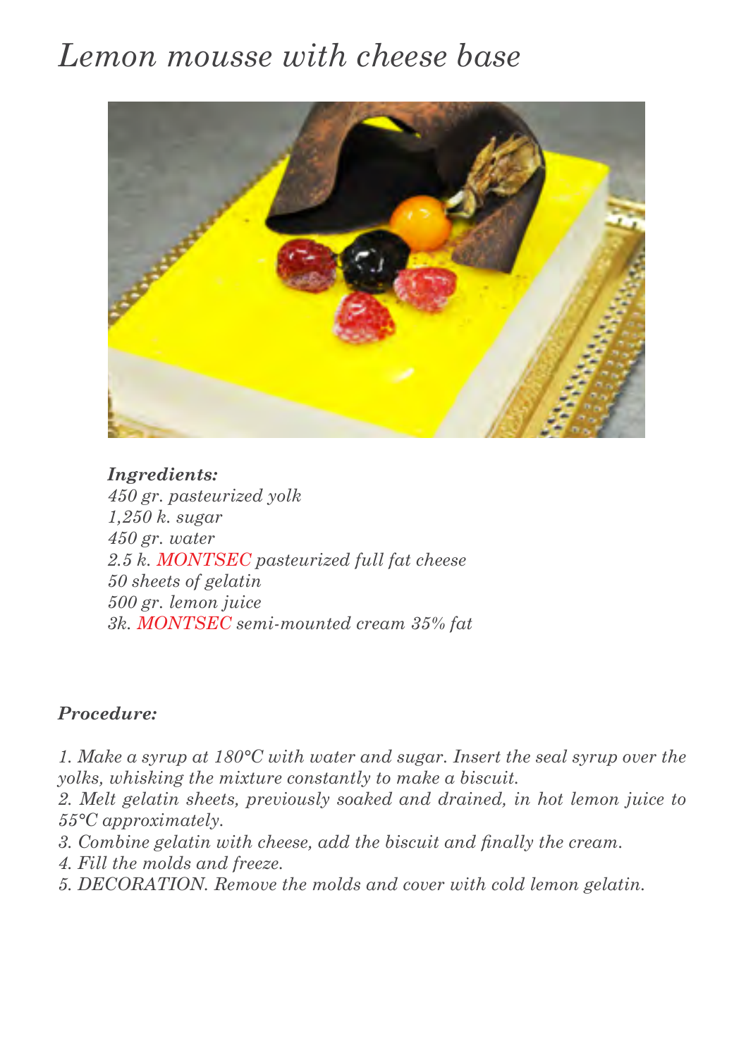# *Lemon mousse with cheese base*

***Ingredients:***

*450 gr. pasteurized yolk*
*1,250 k. sugar*
*450 gr. water*
*2.5 k. MONTSEC pasteurized full fat cheese*
*50 sheets of gelatin*
*500 gr. lemon juice*
*3k. MONTSEC semi-mounted cream 35% fat*

***Procedure:***

*1. Make a syrup at 180°C with water and sugar. Insert the seal syrup over the yolks, whisking the mixture constantly to make a biscuit.*
*2. Melt gelatin sheets, previously soaked and drained, in hot lemon juice to 55°C approximately.*
*3. Combine gelatin with cheese, add the biscuit and finally the cream.*
*4. Fill the molds and freeze.*
*5. DECORATION. Remove the molds and cover with cold lemon gelatin.*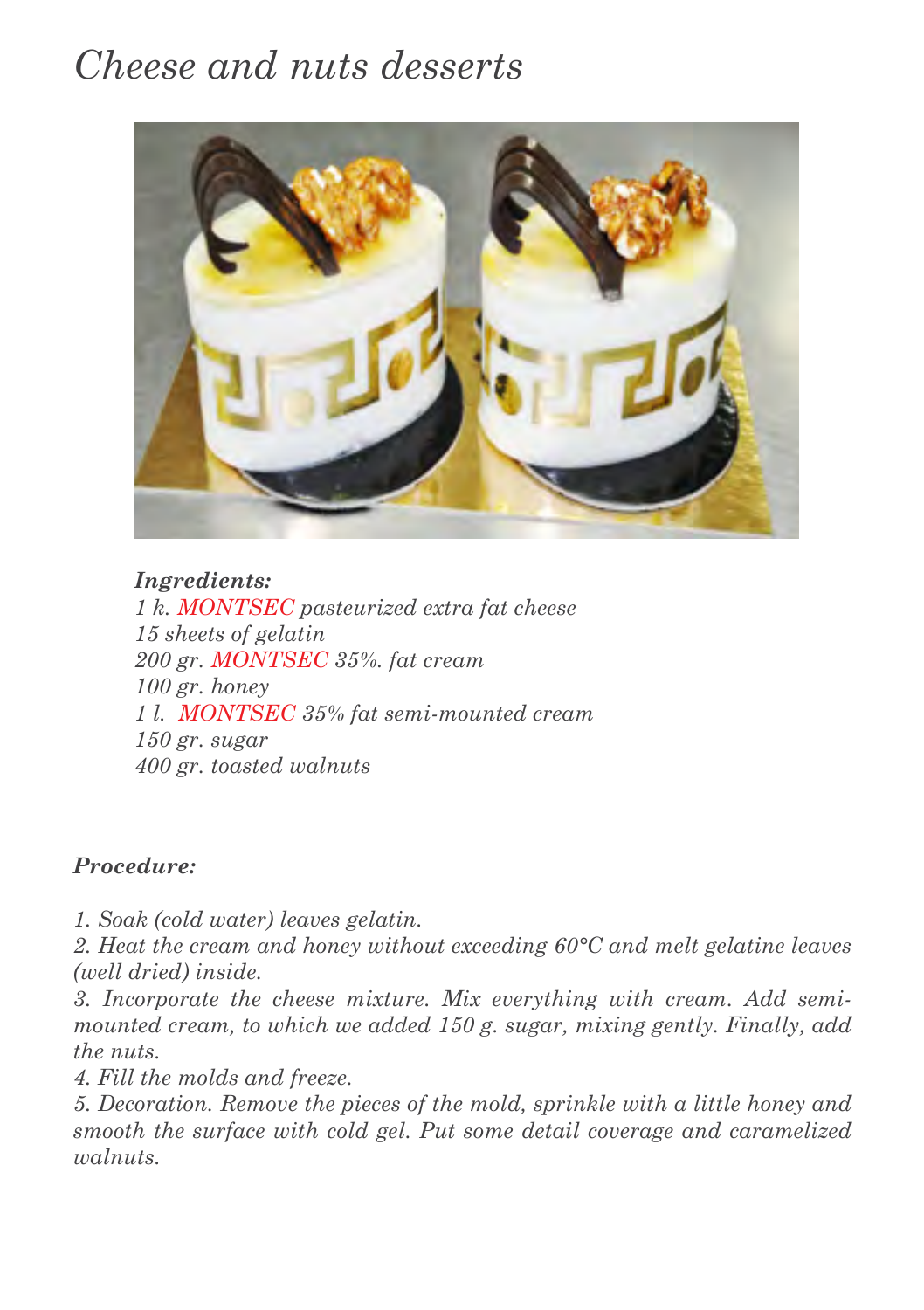# *Cheese and nuts desserts*

***Ingredients:***

*1 k. MONTSEC pasteurized extra fat cheese*
*15 sheets of gelatin*
*200 gr. MONTSEC 35%. fat cream*
*100 gr. honey*
*1 l. MONTSEC 35% fat semi-mounted cream*
*150 gr. sugar*
*400 gr. toasted walnuts*

***Procedure:***

*1. Soak (cold water) leaves gelatin.*
*2. Heat the cream and honey without exceeding 60°C and melt gelatine leaves (well dried) inside.*
*3. Incorporate the cheese mixture. Mix everything with cream. Add semi-mounted cream, to which we added 150 g. sugar, mixing gently. Finally, add the nuts.*
*4. Fill the molds and freeze.*
*5. Decoration. Remove the pieces of the mold, sprinkle with a little honey and smooth the surface with cold gel. Put some detail coverage and caramelized walnuts.*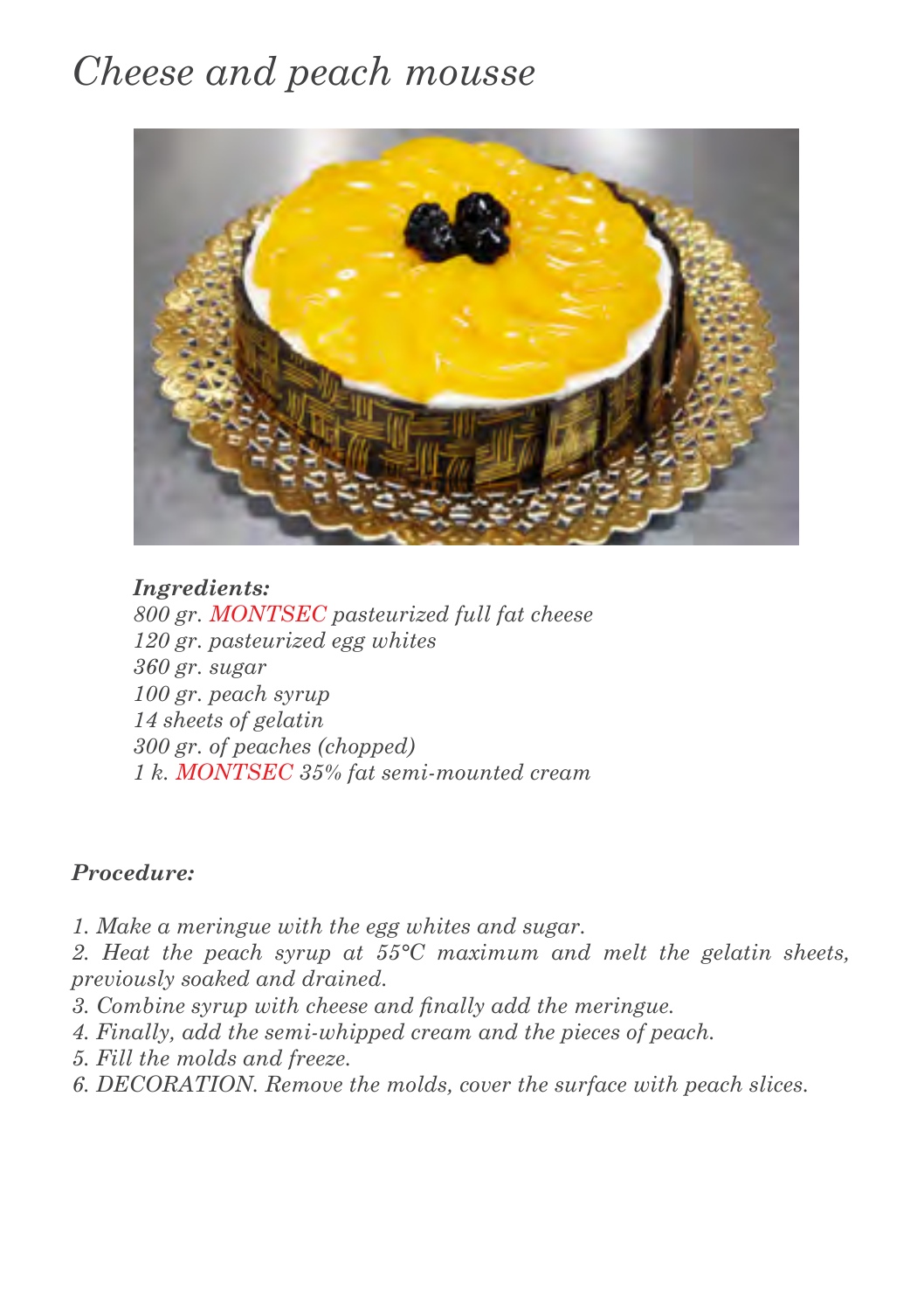# *Cheese and peach mousse*

***Ingredients:***

*800 gr. MONTSEC pasteurized full fat cheese*
*120 gr. pasteurized egg whites*
*360 gr. sugar*
*100 gr. peach syrup*
*14 sheets of gelatin*
*300 gr. of peaches (chopped)*
*1 k. MONTSEC 35% fat semi-mounted cream*

***Procedure:***

*1. Make a meringue with the egg whites and sugar.*
*2. Heat the peach syrup at 55°C maximum and melt the gelatin sheets, previously soaked and drained.*
*3. Combine syrup with cheese and finally add the meringue.*
*4. Finally, add the semi-whipped cream and the pieces of peach.*
*5. Fill the molds and freeze.*
*6. DECORATION. Remove the molds, cover the surface with peach slices.*